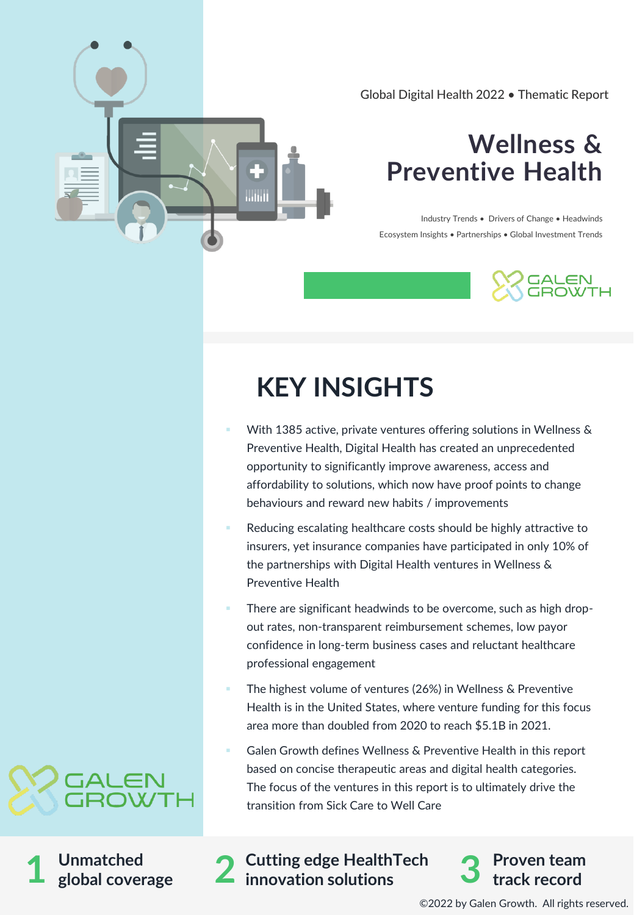Global Digital Health 2022 • Thematic Report

# Wellness & Preventive Health

Industry Trends • Drivers of Change • Headwinds
Ecosystem Insights • Partnerships • Global Investment Trends

GALEN GROWTH

## KEY INSIGHTS

- With 1385 active, private ventures offering solutions in Wellness & Preventive Health, Digital Health has created an unprecedented opportunity to significantly improve awareness, access and affordability to solutions, which now have proof points to change behaviours and reward new habits / improvements
- Reducing escalating healthcare costs should be highly attractive to insurers, yet insurance companies have participated in only 10% of the partnerships with Digital Health ventures in Wellness & Preventive Health
- There are significant headwinds to be overcome, such as high drop-out rates, non-transparent reimbursement schemes, low payor confidence in long-term business cases and reluctant healthcare professional engagement
- The highest volume of ventures (26%) in Wellness & Preventive Health is in the United States, where venture funding for this focus area more than doubled from 2020 to reach $5.1B in 2021.
- Galen Growth defines Wellness & Preventive Health in this report based on concise therapeutic areas and digital health categories. The focus of the ventures in this report is to ultimately drive the transition from Sick Care to Well Care

GALEN GROWTH

**1** Unmatched global coverage

**2** Cutting edge HealthTech innovation solutions

**3** Proven team track record

©2022 by Galen Growth. All rights reserved.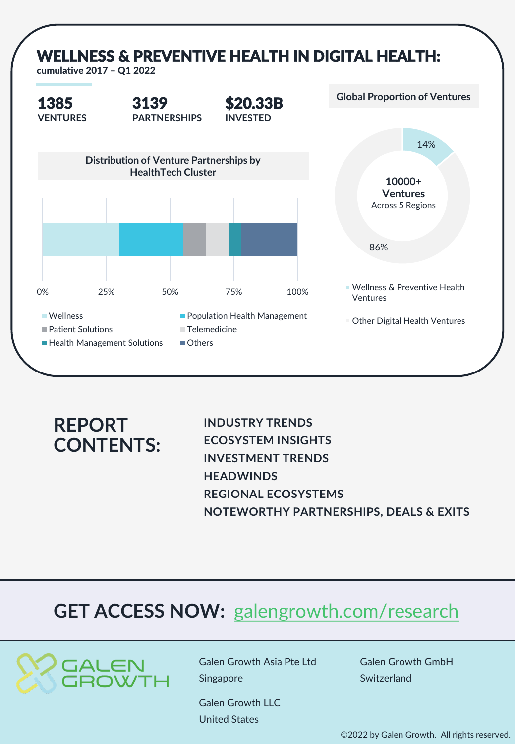# WELLNESS & PREVENTIVE HEALTH IN DIGITAL HEALTH:

**cumulative 2017 – Q1 2022**

**1385** VENTURES

**3139** PARTNERSHIPS

**$20.33B** INVESTED

## Distribution of Venture Partnerships by HealthTech Cluster

0%
25%
50%
75%
100%

Wellness
Population Health Management
Patient Solutions
Telemedicine
Health Management Solutions
Others

## Global Proportion of Ventures

14%
86%

10000+ Ventures
Across 5 Regions

Wellness & Preventive Health Ventures
Other Digital Health Ventures

## REPORT CONTENTS:

- INDUSTRY TRENDS
- ECOSYSTEM INSIGHTS
- INVESTMENT TRENDS
- HEADWINDS
- REGIONAL ECOSYSTEMS
- NOTEWORTHY PARTNERSHIPS, DEALS & EXITS

## GET ACCESS NOW: galengrowth.com/research

GALEN GROWTH

Galen Growth Asia Pte Ltd
Singapore

Galen Growth LLC
United States

Galen Growth GmbH
Switzerland

©2022 by Galen Growth. All rights reserved.